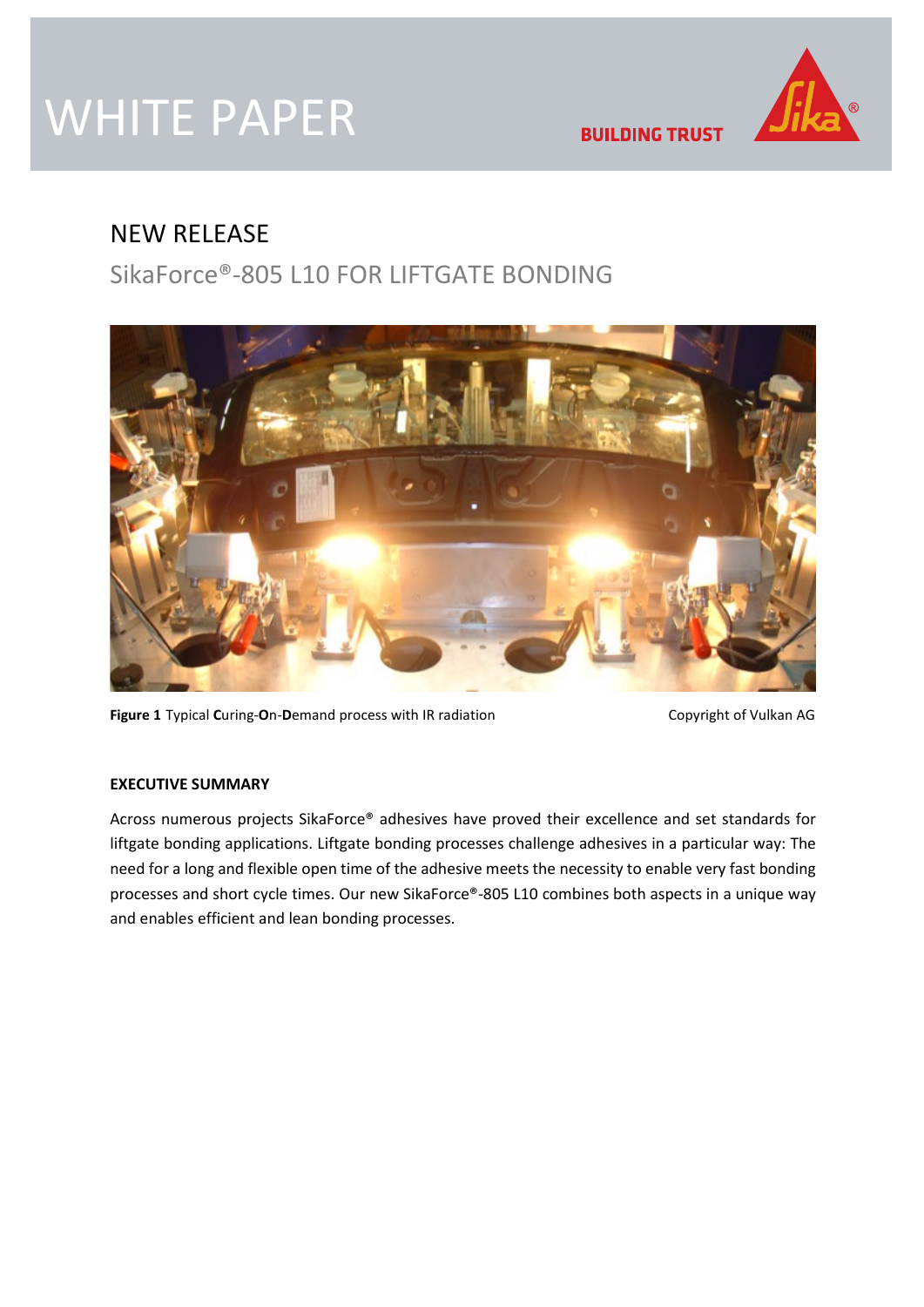# WHITE PAPER

BUILDING TRUST

## NEW RELEASE

### SikaForce®-805 L10 FOR LIFTGATE BONDING

**Figure 1** Typical **C**uring-**O**n-**D**emand process with IR radiation Copyright of Vulkan AG

**EXECUTIVE SUMMARY**

Across numerous projects SikaForce® adhesives have proved their excellence and set standards for liftgate bonding applications. Liftgate bonding processes challenge adhesives in a particular way: The need for a long and flexible open time of the adhesive meets the necessity to enable very fast bonding processes and short cycle times. Our new SikaForce®-805 L10 combines both aspects in a unique way and enables efficient and lean bonding processes.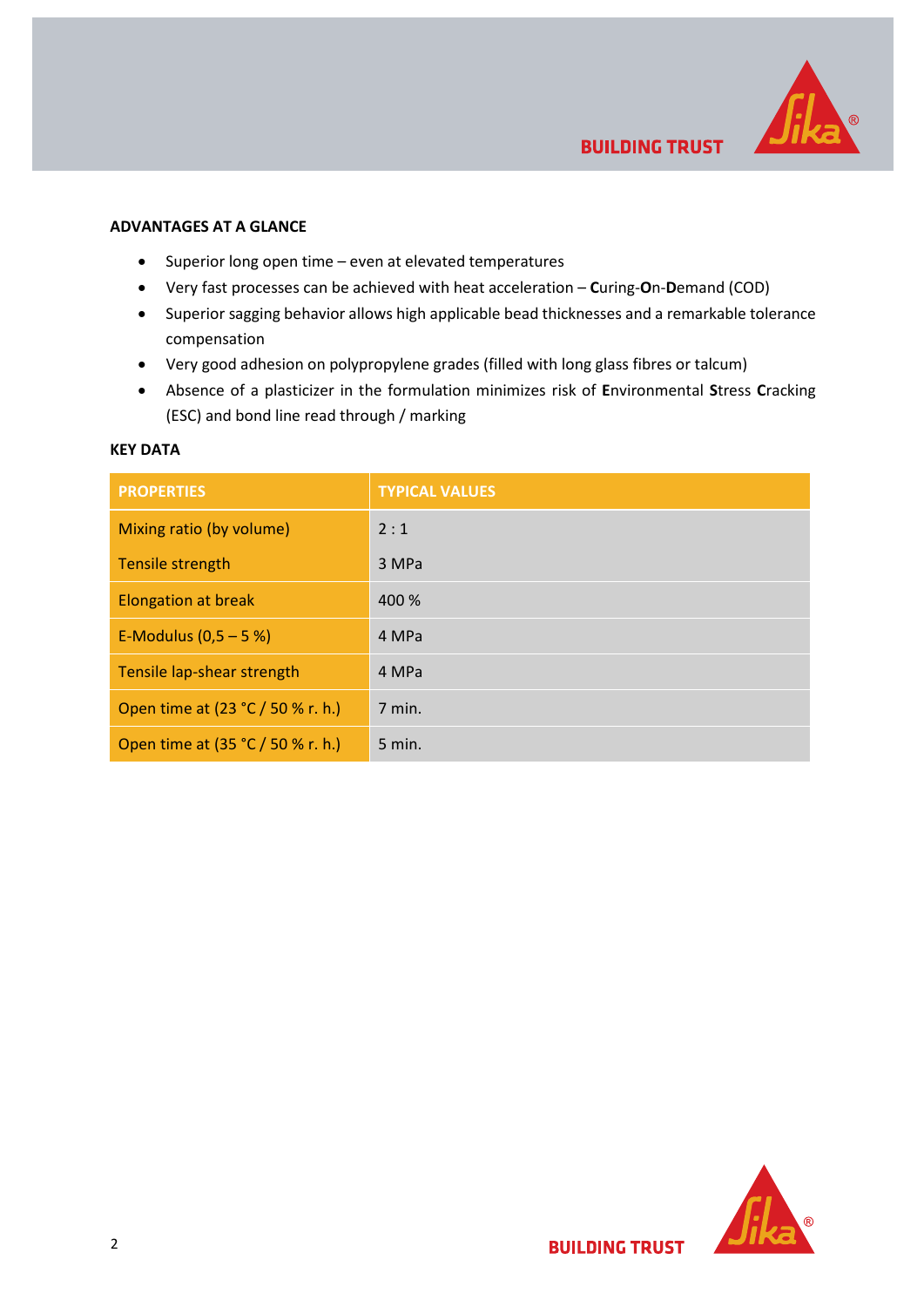## ADVANTAGES AT A GLANCE

- Superior long open time – even at elevated temperatures
- Very fast processes can be achieved with heat acceleration – **C**uring-**O**n-**D**emand (COD)
- Superior sagging behavior allows high applicable bead thicknesses and a remarkable tolerance compensation
- Very good adhesion on polypropylene grades (filled with long glass fibres or talcum)
- Absence of a plasticizer in the formulation minimizes risk of **E**nvironmental **S**tress **C**racking (ESC) and bond line read through / marking

## KEY DATA

| PROPERTIES | TYPICAL VALUES |
|---|---|
| Mixing ratio (by volume) | 2 : 1 |
| Tensile strength | 3 MPa |
| Elongation at break | 400 % |
| E-Modulus (0,5 – 5 %) | 4 MPa |
| Tensile lap-shear strength | 4 MPa |
| Open time at (23 °C / 50 % r. h.) | 7 min. |
| Open time at (35 °C / 50 % r. h.) | 5 min. |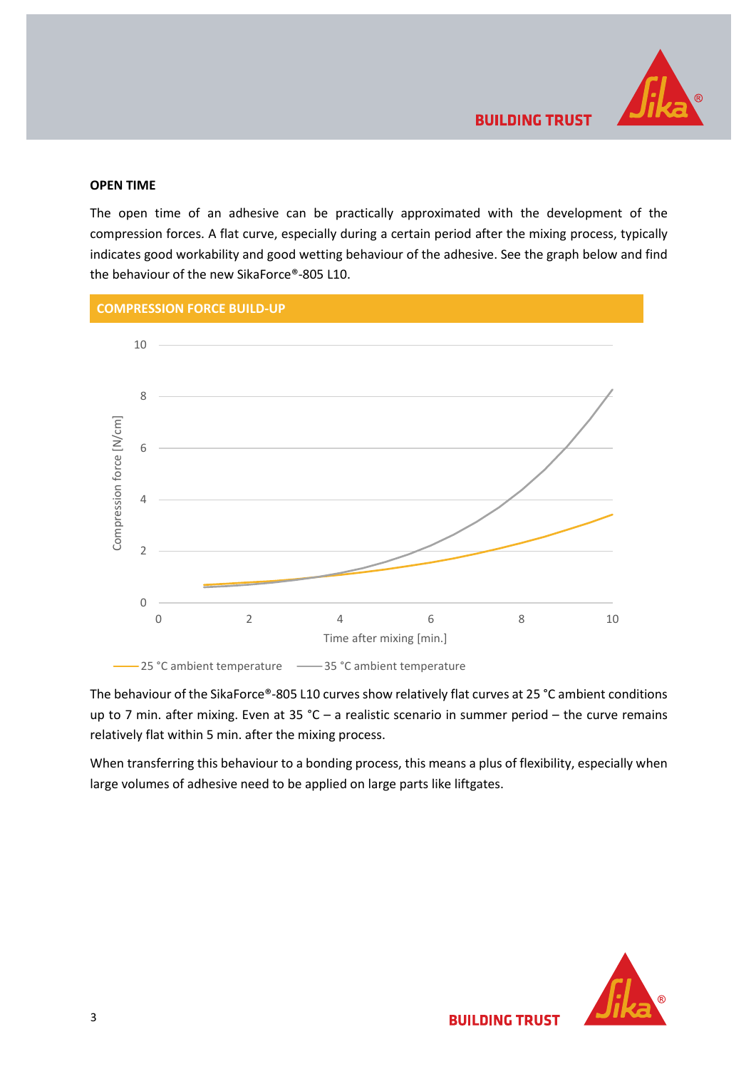## OPEN TIME

The open time of an adhesive can be practically approximated with the development of the compression forces. A flat curve, especially during a certain period after the mixing process, typically indicates good workability and good wetting behaviour of the adhesive. See the graph below and find the behaviour of the new SikaForce®-805 L10.

### COMPRESSION FORCE BUILD-UP

The behaviour of the SikaForce®-805 L10 curves show relatively flat curves at 25 °C ambient conditions up to 7 min. after mixing. Even at 35 °C – a realistic scenario in summer period – the curve remains relatively flat within 5 min. after the mixing process.

When transferring this behaviour to a bonding process, this means a plus of flexibility, especially when large volumes of adhesive need to be applied on large parts like liftgates.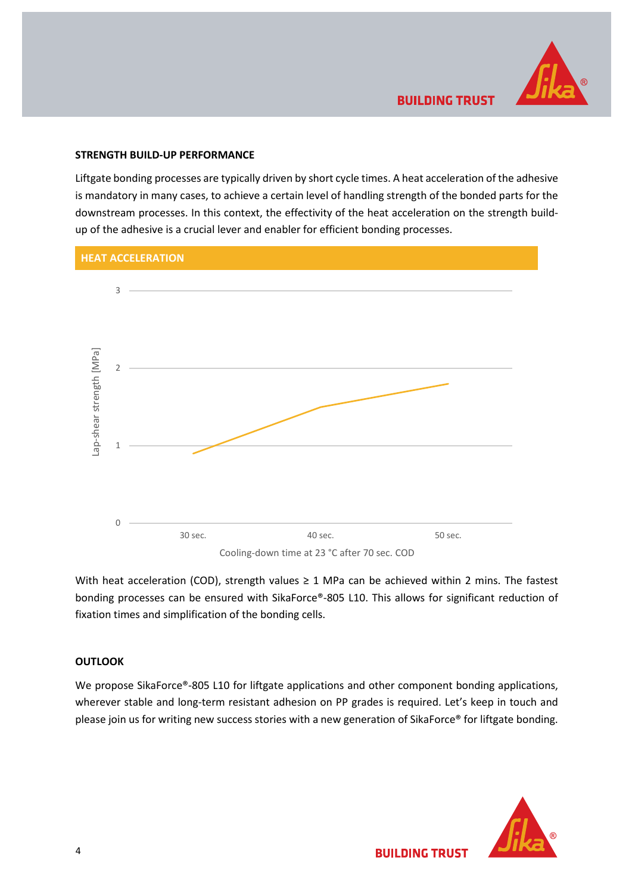## STRENGTH BUILD-UP PERFORMANCE

Liftgate bonding processes are typically driven by short cycle times. A heat acceleration of the adhesive is mandatory in many cases, to achieve a certain level of handling strength of the bonded parts for the downstream processes. In this context, the effectivity of the heat acceleration on the strength build-up of the adhesive is a crucial lever and enabler for efficient bonding processes.

**HEAT ACCELERATION**

With heat acceleration (COD), strength values ≥ 1 MPa can be achieved within 2 mins. The fastest bonding processes can be ensured with SikaForce®-805 L10. This allows for significant reduction of fixation times and simplification of the bonding cells.

## OUTLOOK

We propose SikaForce®-805 L10 for liftgate applications and other component bonding applications, wherever stable and long-term resistant adhesion on PP grades is required. Let's keep in touch and please join us for writing new success stories with a new generation of SikaForce® for liftgate bonding.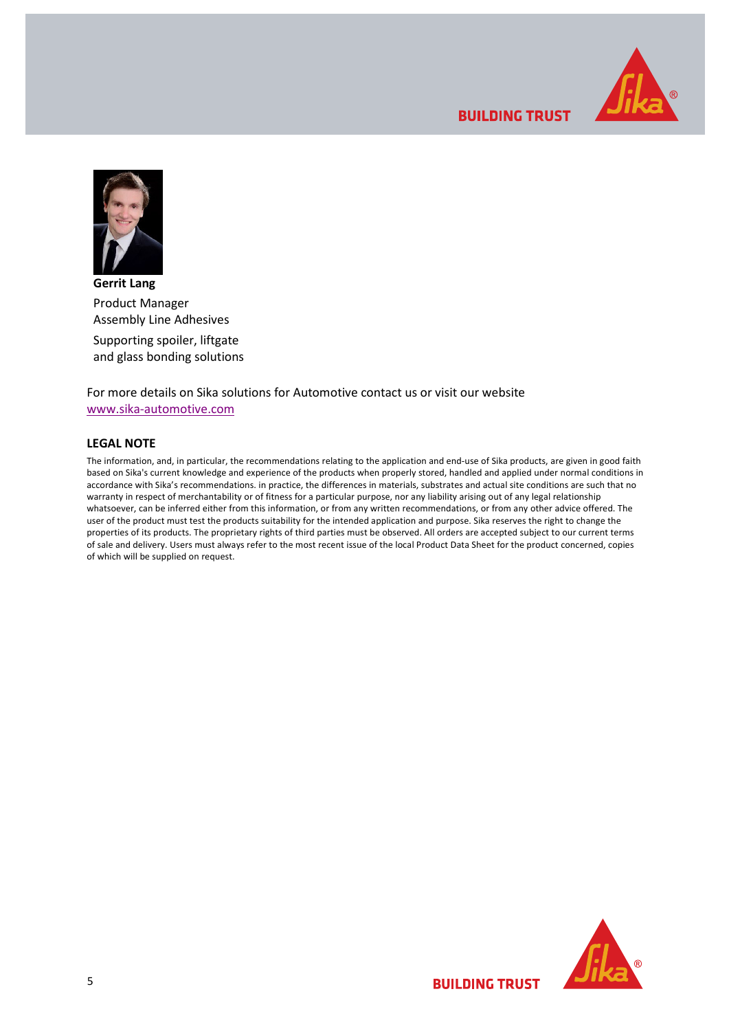**Gerrit Lang**

Product Manager
Assembly Line Adhesives

Supporting spoiler, liftgate
and glass bonding solutions

For more details on Sika solutions for Automotive contact us or visit our website
www.sika-automotive.com

## LEGAL NOTE

The information, and, in particular, the recommendations relating to the application and end-use of Sika products, are given in good faith based on Sika's current knowledge and experience of the products when properly stored, handled and applied under normal conditions in accordance with Sika's recommendations. in practice, the differences in materials, substrates and actual site conditions are such that no warranty in respect of merchantability or of fitness for a particular purpose, nor any liability arising out of any legal relationship whatsoever, can be inferred either from this information, or from any written recommendations, or from any other advice offered. The user of the product must test the products suitability for the intended application and purpose. Sika reserves the right to change the properties of its products. The proprietary rights of third parties must be observed. All orders are accepted subject to our current terms of sale and delivery. Users must always refer to the most recent issue of the local Product Data Sheet for the product concerned, copies of which will be supplied on request.